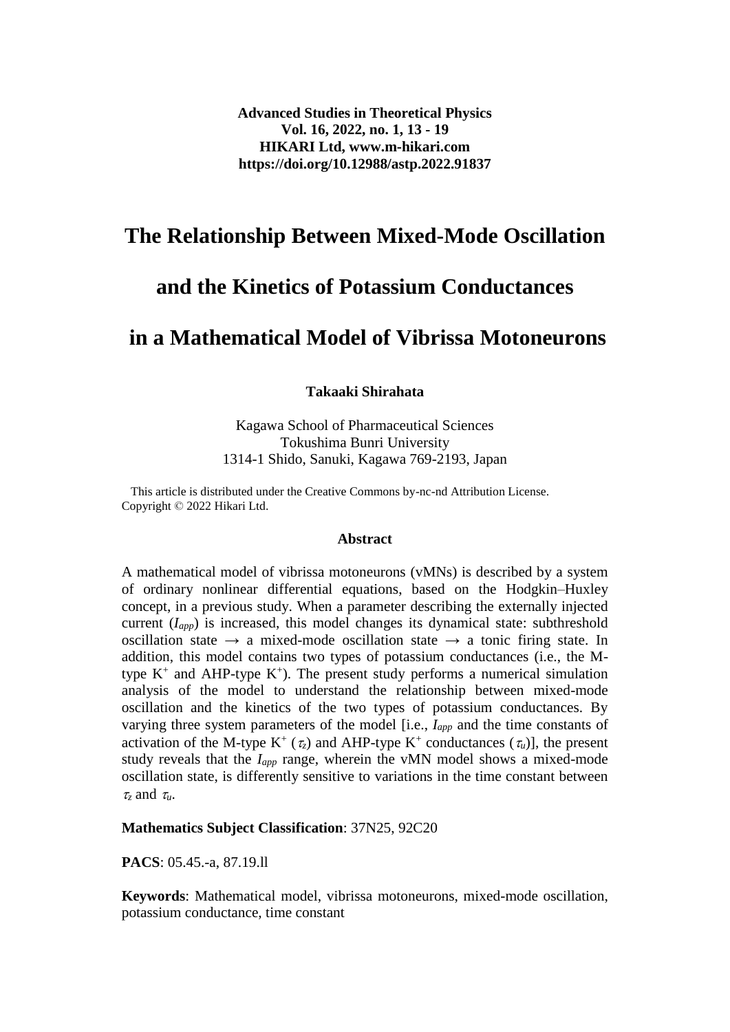**Advanced Studies in Theoretical Physics**
**Vol. 16, 2022, no. 1, 13 - 19**
**HIKARI Ltd, www.m-hikari.com**
**https://doi.org/10.12988/astp.2022.91837**

# The Relationship Between Mixed-Mode Oscillation and the Kinetics of Potassium Conductances in a Mathematical Model of Vibrissa Motoneurons

**Takaaki Shirahata**

Kagawa School of Pharmaceutical Sciences
Tokushima Bunri University
1314-1 Shido, Sanuki, Kagawa 769-2193, Japan

This article is distributed under the Creative Commons by-nc-nd Attribution License.
Copyright © 2022 Hikari Ltd.

### Abstract

A mathematical model of vibrissa motoneurons (vMNs) is described by a system of ordinary nonlinear differential equations, based on the Hodgkin–Huxley concept, in a previous study. When a parameter describing the externally injected current ($I_{app}$) is increased, this model changes its dynamical state: subthreshold oscillation state → a mixed-mode oscillation state → a tonic firing state. In addition, this model contains two types of potassium conductances (i.e., the M-type $K^+$ and AHP-type $K^+$). The present study performs a numerical simulation analysis of the model to understand the relationship between mixed-mode oscillation and the kinetics of the two types of potassium conductances. By varying three system parameters of the model [i.e., $I_{app}$ and the time constants of activation of the M-type $K^+$ ($\tau_z$) and AHP-type $K^+$ conductances ($\tau_u$)], the present study reveals that the $I_{app}$ range, wherein the vMN model shows a mixed-mode oscillation state, is differently sensitive to variations in the time constant between $\tau_z$ and $\tau_u$.

**Mathematics Subject Classification**: 37N25, 92C20

**PACS**: 05.45.-a, 87.19.ll

**Keywords**: Mathematical model, vibrissa motoneurons, mixed-mode oscillation, potassium conductance, time constant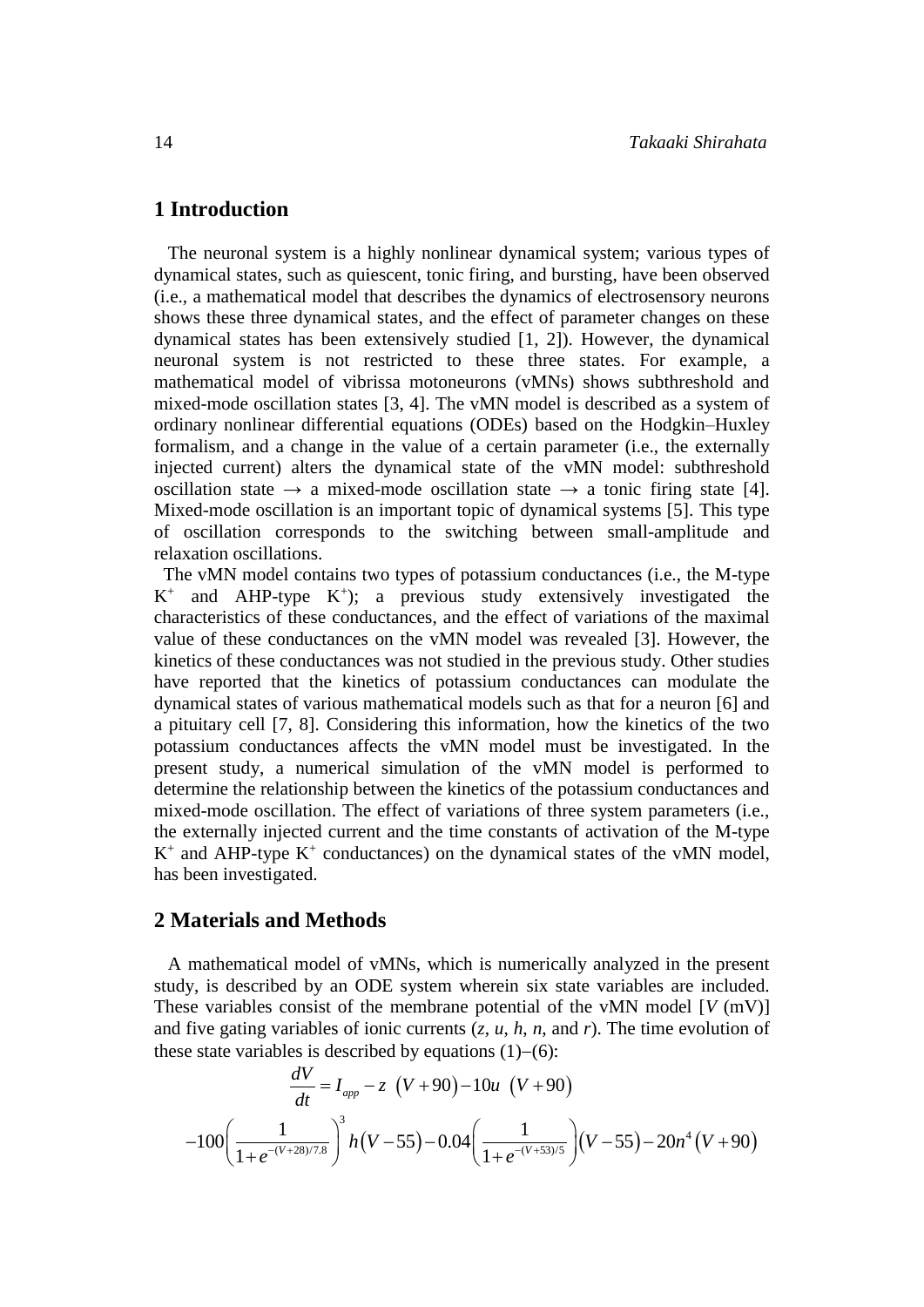## 1 Introduction

The neuronal system is a highly nonlinear dynamical system; various types of dynamical states, such as quiescent, tonic firing, and bursting, have been observed (i.e., a mathematical model that describes the dynamics of electrosensory neurons shows these three dynamical states, and the effect of parameter changes on these dynamical states has been extensively studied [1, 2]). However, the dynamical neuronal system is not restricted to these three states. For example, a mathematical model of vibrissa motoneurons (vMNs) shows subthreshold and mixed-mode oscillation states [3, 4]. The vMN model is described as a system of ordinary nonlinear differential equations (ODEs) based on the Hodgkin–Huxley formalism, and a change in the value of a certain parameter (i.e., the externally injected current) alters the dynamical state of the vMN model: subthreshold oscillation state → a mixed-mode oscillation state → a tonic firing state [4]. Mixed-mode oscillation is an important topic of dynamical systems [5]. This type of oscillation corresponds to the switching between small-amplitude and relaxation oscillations.

The vMN model contains two types of potassium conductances (i.e., the M-type $K^+$ and AHP-type $K^+$); a previous study extensively investigated the characteristics of these conductances, and the effect of variations of the maximal value of these conductances on the vMN model was revealed [3]. However, the kinetics of these conductances was not studied in the previous study. Other studies have reported that the kinetics of potassium conductances can modulate the dynamical states of various mathematical models such as that for a neuron [6] and a pituitary cell [7, 8]. Considering this information, how the kinetics of the two potassium conductances affects the vMN model must be investigated. In the present study, a numerical simulation of the vMN model is performed to determine the relationship between the kinetics of the potassium conductances and mixed-mode oscillation. The effect of variations of three system parameters (i.e., the externally injected current and the time constants of activation of the M-type $K^+$ and AHP-type $K^+$ conductances) on the dynamical states of the vMN model, has been investigated.

## 2 Materials and Methods

A mathematical model of vMNs, which is numerically analyzed in the present study, is described by an ODE system wherein six state variables are included. These variables consist of the membrane potential of the vMN model [$V$ (mV)] and five gating variables of ionic currents ($z$, $u$, $h$, $n$, and $r$). The time evolution of these state variables is described by equations (1)–(6):

$$\frac{dV}{dt} = I_{app} - z\ (V+90) - 10u\ (V+90)$$

$$-100\left(\frac{1}{1+e^{-(V+28)/7.8}}\right)^3 h(V-55) - 0.04\left(\frac{1}{1+e^{-(V+53)/5}}\right)(V-55) - 20n^4(V+90)$$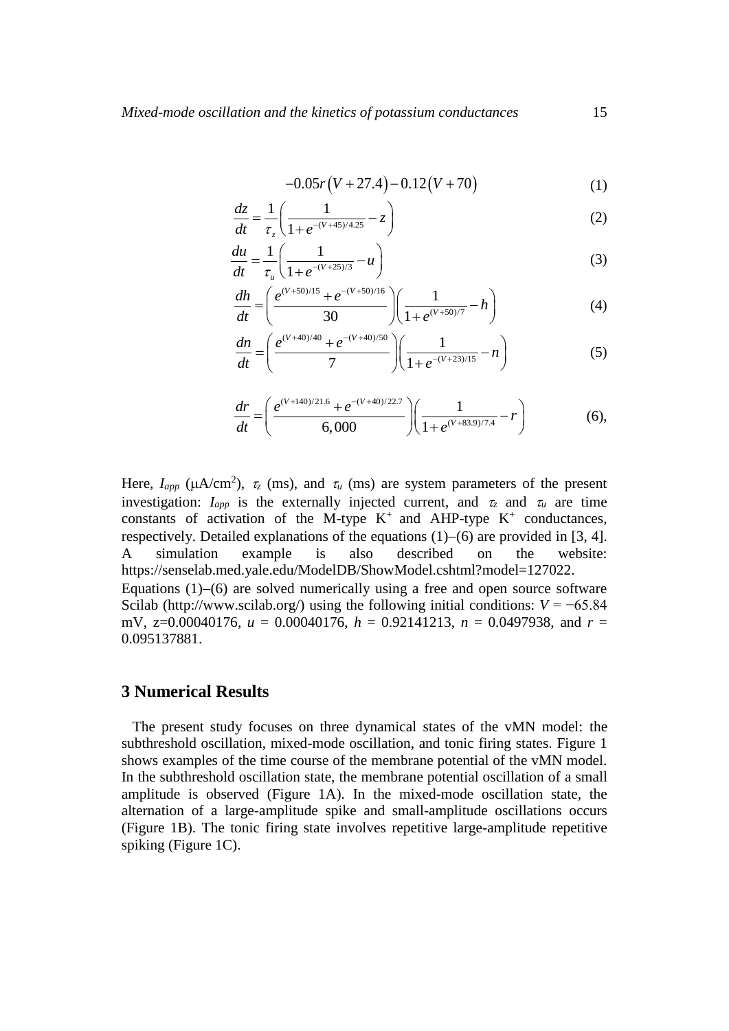$$-0.05r\left(V+27.4\right)-0.12\left(V+70\right) \tag{1}$$

$$\frac{dz}{dt}=\frac{1}{\tau_z}\left(\frac{1}{1+e^{-(V+45)/4.25}}-z\right) \tag{2}$$

$$\frac{du}{dt}=\frac{1}{\tau_u}\left(\frac{1}{1+e^{-(V+25)/3}}-u\right) \tag{3}$$

$$\frac{dh}{dt}=\left(\frac{e^{(V+50)/15}+e^{-(V+50)/16}}{30}\right)\left(\frac{1}{1+e^{(V+50)/7}}-h\right) \tag{4}$$

$$\frac{dn}{dt}=\left(\frac{e^{(V+40)/40}+e^{-(V+40)/50}}{7}\right)\left(\frac{1}{1+e^{-(V+23)/15}}-n\right) \tag{5}$$

$$\frac{dr}{dt}=\left(\frac{e^{(V+140)/21.6}+e^{-(V+40)/22.7}}{6,000}\right)\left(\frac{1}{1+e^{(V+83.9)/7.4}}-r\right) \tag{6},$$

Here, $I_{app}$ ($\mu$A/cm$^2$), $\tau_z$ (ms), and $\tau_u$ (ms) are system parameters of the present investigation: $I_{app}$ is the externally injected current, and $\tau_z$ and $\tau_u$ are time constants of activation of the M-type $K^+$ and AHP-type $K^+$ conductances, respectively. Detailed explanations of the equations (1)–(6) are provided in [3, 4]. A simulation example is also described on the website: https://senselab.med.yale.edu/ModelDB/ShowModel.cshtml?model=127022.

Equations (1)–(6) are solved numerically using a free and open source software Scilab (http://www.scilab.org/) using the following initial conditions: $V = -65.84$ mV, z=0.00040176, $u$ = 0.00040176, $h$ = 0.92141213, $n$ = 0.0497938, and $r$ = 0.095137881.

## 3 Numerical Results

The present study focuses on three dynamical states of the vMN model: the subthreshold oscillation, mixed-mode oscillation, and tonic firing states. Figure 1 shows examples of the time course of the membrane potential of the vMN model. In the subthreshold oscillation state, the membrane potential oscillation of a small amplitude is observed (Figure 1A). In the mixed-mode oscillation state, the alternation of a large-amplitude spike and small-amplitude oscillations occurs (Figure 1B). The tonic firing state involves repetitive large-amplitude repetitive spiking (Figure 1C).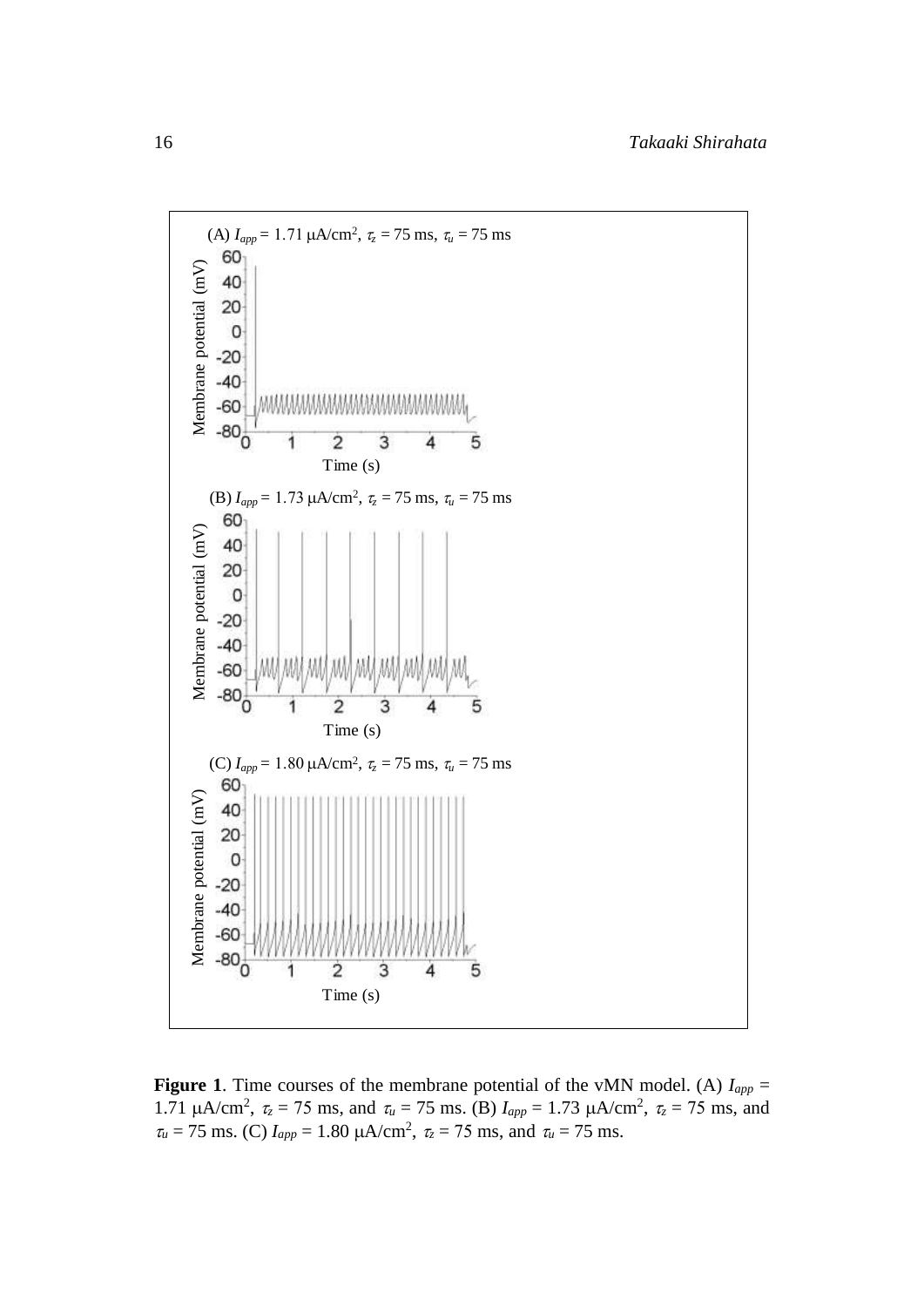**Figure 1**. Time courses of the membrane potential of the vMN model. (A) $I_{app}$ = 1.71 μA/cm$^2$, $\tau_z$ = 75 ms, and $\tau_u$ = 75 ms. (B) $I_{app}$ = 1.73 μA/cm$^2$, $\tau_z$ = 75 ms, and $\tau_u$ = 75 ms. (C) $I_{app}$ = 1.80 μA/cm$^2$, $\tau_z$ = 75 ms, and $\tau_u$ = 75 ms.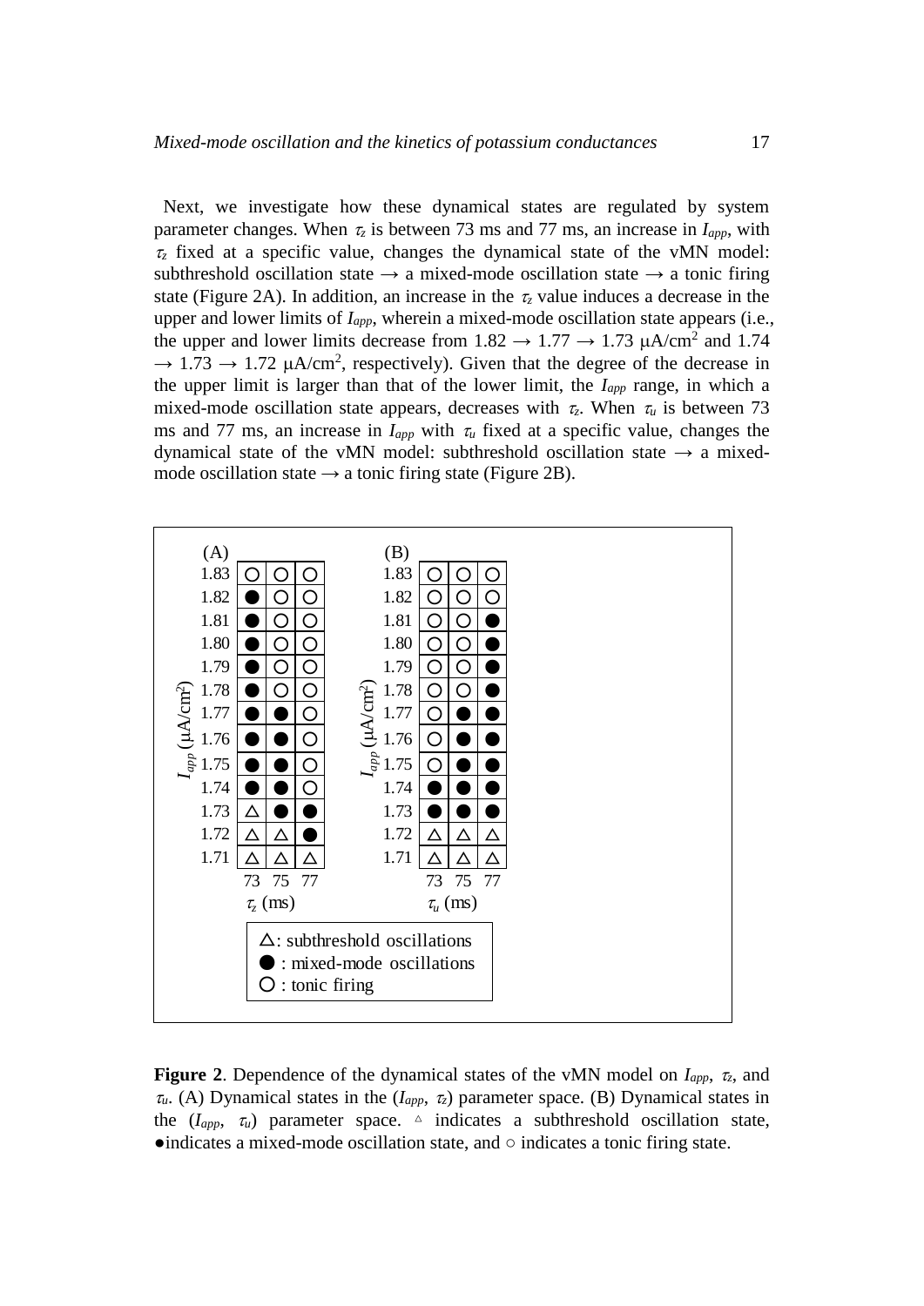Next, we investigate how these dynamical states are regulated by system parameter changes. When $\tau_z$ is between 73 ms and 77 ms, an increase in $I_{app}$, with $\tau_z$ fixed at a specific value, changes the dynamical state of the vMN model: subthreshold oscillation state → a mixed-mode oscillation state → a tonic firing state (Figure 2A). In addition, an increase in the $\tau_z$ value induces a decrease in the upper and lower limits of $I_{app}$, wherein a mixed-mode oscillation state appears (i.e., the upper and lower limits decrease from 1.82 → 1.77 → 1.73 μA/cm$^2$ and 1.74 → 1.73 → 1.72 μA/cm$^2$, respectively). Given that the degree of the decrease in the upper limit is larger than that of the lower limit, the $I_{app}$ range, in which a mixed-mode oscillation state appears, decreases with $\tau_z$. When $\tau_u$ is between 73 ms and 77 ms, an increase in $I_{app}$ with $\tau_u$ fixed at a specific value, changes the dynamical state of the vMN model: subthreshold oscillation state → a mixed-mode oscillation state → a tonic firing state (Figure 2B).

(A)

| $I_{app}$ (μA/cm$^2$) | $\tau_z$ = 73 ms | 75 | 77 |
|---|---|---|---|
| 1.83 | ○ | ○ | ○ |
| 1.82 | ● | ○ | ○ |
| 1.81 | ● | ○ | ○ |
| 1.80 | ● | ○ | ○ |
| 1.79 | ● | ○ | ○ |
| 1.78 | ● | ○ | ○ |
| 1.77 | ● | ● | ○ |
| 1.76 | ● | ● | ○ |
| 1.75 | ● | ● | ○ |
| 1.74 | ● | ● | ○ |
| 1.73 | △ | ● | ● |
| 1.72 | △ | △ | ● |
| 1.71 | △ | △ | △ |

(B)

| $I_{app}$ (μA/cm$^2$) | $\tau_u$ = 73 ms | 75 | 77 |
|---|---|---|---|
| 1.83 | ○ | ○ | ○ |
| 1.82 | ○ | ○ | ○ |
| 1.81 | ○ | ○ | ● |
| 1.80 | ○ | ○ | ● |
| 1.79 | ○ | ○ | ● |
| 1.78 | ○ | ○ | ● |
| 1.77 | ○ | ● | ● |
| 1.76 | ○ | ● | ● |
| 1.75 | ○ | ● | ● |
| 1.74 | ● | ● | ● |
| 1.73 | ● | ● | ● |
| 1.72 | △ | △ | △ |
| 1.71 | △ | △ | △ |

△: subthreshold oscillations
●: mixed-mode oscillations
○: tonic firing

**Figure 2**. Dependence of the dynamical states of the vMN model on $I_{app}$, $\tau_z$, and $\tau_u$. (A) Dynamical states in the ($I_{app}$, $\tau_z$) parameter space. (B) Dynamical states in the ($I_{app}$, $\tau_u$) parameter space. △ indicates a subthreshold oscillation state, ● indicates a mixed-mode oscillation state, and ○ indicates a tonic firing state.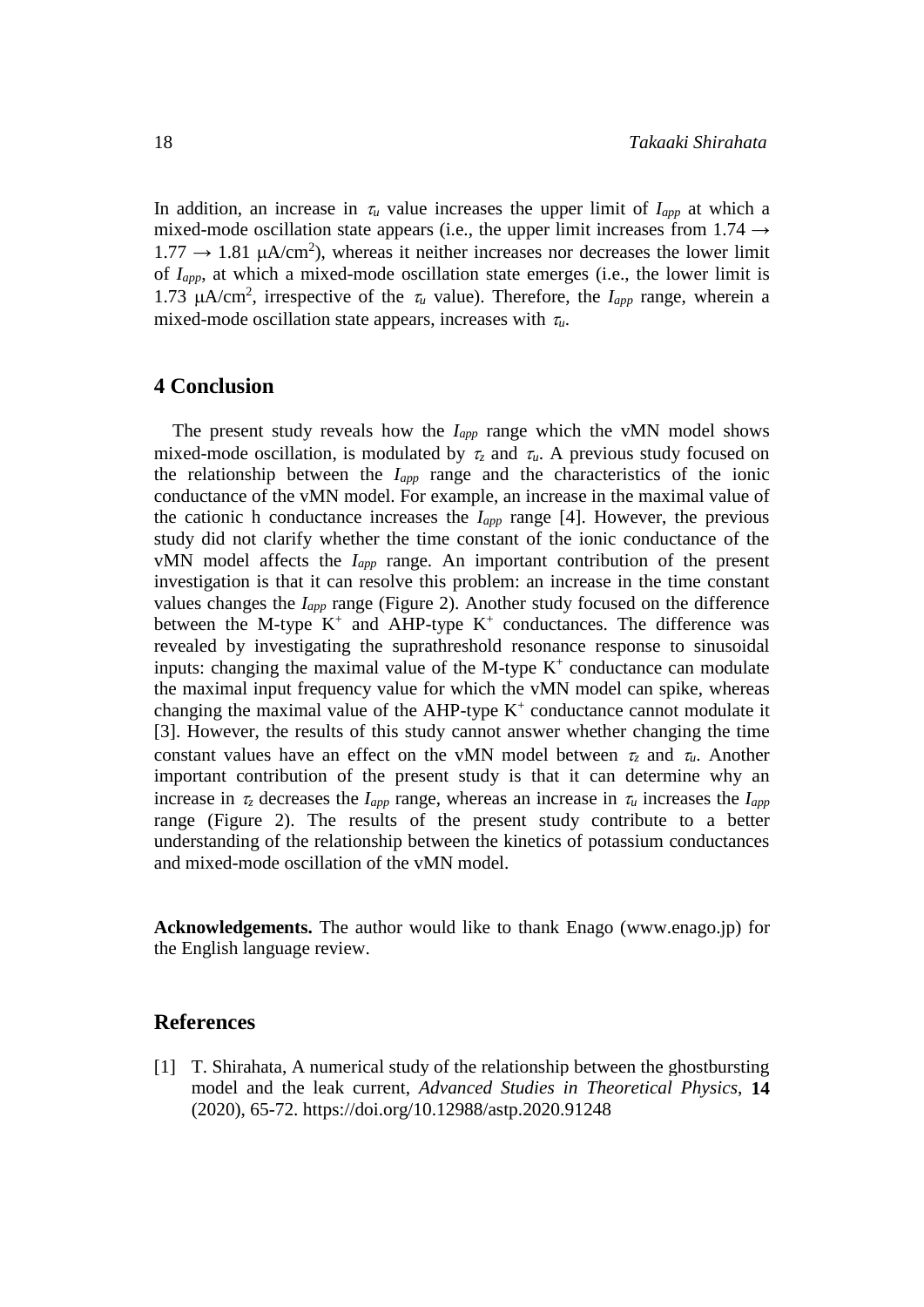In addition, an increase in $\tau_u$ value increases the upper limit of $I_{app}$ at which a mixed-mode oscillation state appears (i.e., the upper limit increases from 1.74 → 1.77 → 1.81 $\mu A/cm^2$), whereas it neither increases nor decreases the lower limit of $I_{app}$, at which a mixed-mode oscillation state emerges (i.e., the lower limit is 1.73 $\mu A/cm^2$, irrespective of the $\tau_u$ value). Therefore, the $I_{app}$ range, wherein a mixed-mode oscillation state appears, increases with $\tau_u$.

## 4 Conclusion

The present study reveals how the $I_{app}$ range which the vMN model shows mixed-mode oscillation, is modulated by $\tau_z$ and $\tau_u$. A previous study focused on the relationship between the $I_{app}$ range and the characteristics of the ionic conductance of the vMN model. For example, an increase in the maximal value of the cationic h conductance increases the $I_{app}$ range [4]. However, the previous study did not clarify whether the time constant of the ionic conductance of the vMN model affects the $I_{app}$ range. An important contribution of the present investigation is that it can resolve this problem: an increase in the time constant values changes the $I_{app}$ range (Figure 2). Another study focused on the difference between the M-type $K^+$ and AHP-type $K^+$ conductances. The difference was revealed by investigating the suprathreshold resonance response to sinusoidal inputs: changing the maximal value of the M-type $K^+$ conductance can modulate the maximal input frequency value for which the vMN model can spike, whereas changing the maximal value of the AHP-type $K^+$ conductance cannot modulate it [3]. However, the results of this study cannot answer whether changing the time constant values have an effect on the vMN model between $\tau_z$ and $\tau_u$. Another important contribution of the present study is that it can determine why an increase in $\tau_z$ decreases the $I_{app}$ range, whereas an increase in $\tau_u$ increases the $I_{app}$ range (Figure 2). The results of the present study contribute to a better understanding of the relationship between the kinetics of potassium conductances and mixed-mode oscillation of the vMN model.

**Acknowledgements.** The author would like to thank Enago (www.enago.jp) for the English language review.

## References

[1] T. Shirahata, A numerical study of the relationship between the ghostbursting model and the leak current, *Advanced Studies in Theoretical Physics*, **14** (2020), 65-72. https://doi.org/10.12988/astp.2020.91248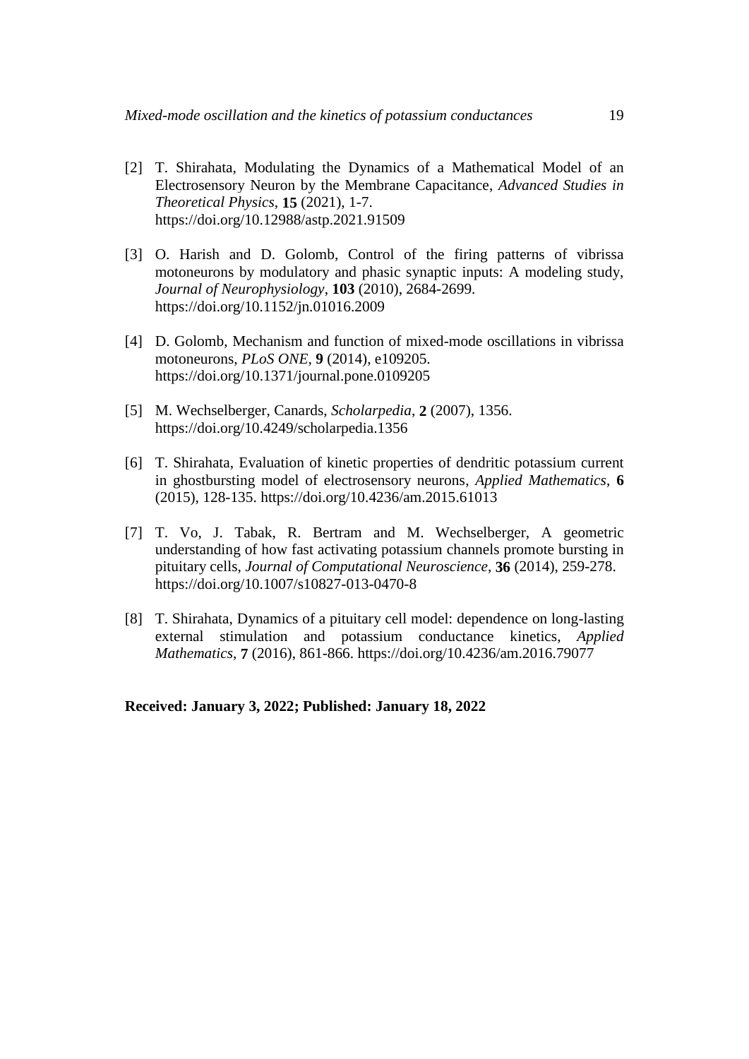[2] T. Shirahata, Modulating the Dynamics of a Mathematical Model of an Electrosensory Neuron by the Membrane Capacitance, *Advanced Studies in Theoretical Physics*, **15** (2021), 1-7. https://doi.org/10.12988/astp.2021.91509

[3] O. Harish and D. Golomb, Control of the firing patterns of vibrissa motoneurons by modulatory and phasic synaptic inputs: A modeling study, *Journal of Neurophysiology*, **103** (2010), 2684-2699. https://doi.org/10.1152/jn.01016.2009

[4] D. Golomb, Mechanism and function of mixed-mode oscillations in vibrissa motoneurons, *PLoS ONE*, **9** (2014), e109205. https://doi.org/10.1371/journal.pone.0109205

[5] M. Wechselberger, Canards, *Scholarpedia*, **2** (2007), 1356. https://doi.org/10.4249/scholarpedia.1356

[6] T. Shirahata, Evaluation of kinetic properties of dendritic potassium current in ghostbursting model of electrosensory neurons, *Applied Mathematics*, **6** (2015), 128-135. https://doi.org/10.4236/am.2015.61013

[7] T. Vo, J. Tabak, R. Bertram and M. Wechselberger, A geometric understanding of how fast activating potassium channels promote bursting in pituitary cells, *Journal of Computational Neuroscience*, **36** (2014), 259-278. https://doi.org/10.1007/s10827-013-0470-8

[8] T. Shirahata, Dynamics of a pituitary cell model: dependence on long-lasting external stimulation and potassium conductance kinetics, *Applied Mathematics*, **7** (2016), 861-866. https://doi.org/10.4236/am.2016.79077

**Received: January 3, 2022; Published: January 18, 2022**